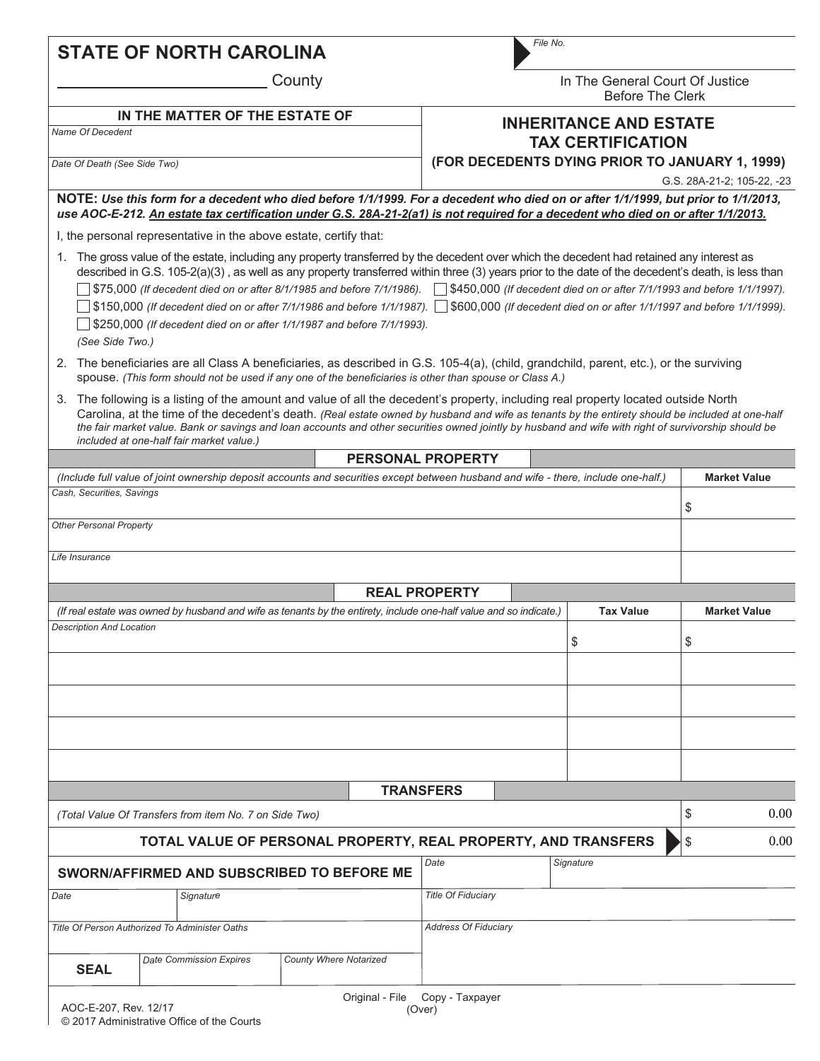# STATE OF NORTH CAROLINA

_______________________ County

File No.

In The General Court Of Justice
Before The Clerk

**IN THE MATTER OF THE ESTATE OF**

*Name Of Decedent*

*Date Of Death (See Side Two)*

## INHERITANCE AND ESTATE TAX CERTIFICATION
## (FOR DECEDENTS DYING PRIOR TO JANUARY 1, 1999)

G.S. 28A-21-2; 105-22, -23

**NOTE:** ***Use this form for a decedent who died before 1/1/1999. For a decedent who died on or after 1/1/1999, but prior to 1/1/2013, use AOC-E-212. An estate tax certification under G.S. 28A-21-2(a1) is not required for a decedent who died on or after 1/1/2013.***

I, the personal representative in the above estate, certify that:

1. The gross value of the estate, including any property transferred by the decedent over which the decedent had retained any interest as described in G.S. 105-2(a)(3) , as well as any property transferred within three (3) years prior to the date of the decedent's death, is less than
   - ☐ $75,000 *(If decedent died on or after 8/1/1985 and before 7/1/1986).*
   - ☐ $150,000 *(If decedent died on or after 7/1/1986 and before 1/1/1987).*
   - ☐ $250,000 *(If decedent died on or after 1/1/1987 and before 7/1/1993).*
   - ☐ $450,000 *(If decedent died on or after 7/1/1993 and before 1/1/1997).*
   - ☐ $600,000 *(If decedent died on or after 1/1/1997 and before 1/1/1999).*

   *(See Side Two.)*

2. The beneficiaries are all Class A beneficiaries, as described in G.S. 105-4(a), (child, grandchild, parent, etc.), or the surviving spouse. *(This form should not be used if any one of the beneficiaries is other than spouse or Class A.)*

3. The following is a listing of the amount and value of all the decedent's property, including real property located outside North Carolina, at the time of the decedent's death. *(Real estate owned by husband and wife as tenants by the entirety should be included at one-half the fair market value. Bank or savings and loan accounts and other securities owned jointly by husband and wife with right of survivorship should be included at one-half fair market value.)*

### PERSONAL PROPERTY

| *(Include full value of joint ownership deposit accounts and securities except between husband and wife - there, include one-half.)* | **Market Value** |
|---|---|
| *Cash, Securities, Savings* | $ |
| *Other Personal Property* | |
| *Life Insurance* | |

### REAL PROPERTY

| *(If real estate was owned by husband and wife as tenants by the entirety, include one-half value and so indicate.)* | **Tax Value** | **Market Value** |
|---|---|---|
| *Description And Location* | $ | $ |
| | | |
| | | |
| | | |
| | | |

### TRANSFERS

| | |
|---|---|
| *(Total Value Of Transfers from item No. 7 on Side Two)* | $ 0.00 |
| **TOTAL VALUE OF PERSONAL PROPERTY, REAL PROPERTY, AND TRANSFERS** | $ 0.00 |

| **SWORN/AFFIRMED AND SUBSCRIBED TO BEFORE ME** | | | *Date* | *Signature* |
|---|---|---|---|---|
| *Date* | *Signature* | | *Title Of Fiduciary* | |
| *Title Of Person Authorized To Administer Oaths* | | | *Address Of Fiduciary* | |
| **SEAL** | *Date Commission Expires* | *County Where Notarized* | | |

Original - File Copy - Taxpayer
(Over)

AOC-E-207, Rev. 12/17
© 2017 Administrative Office of the Courts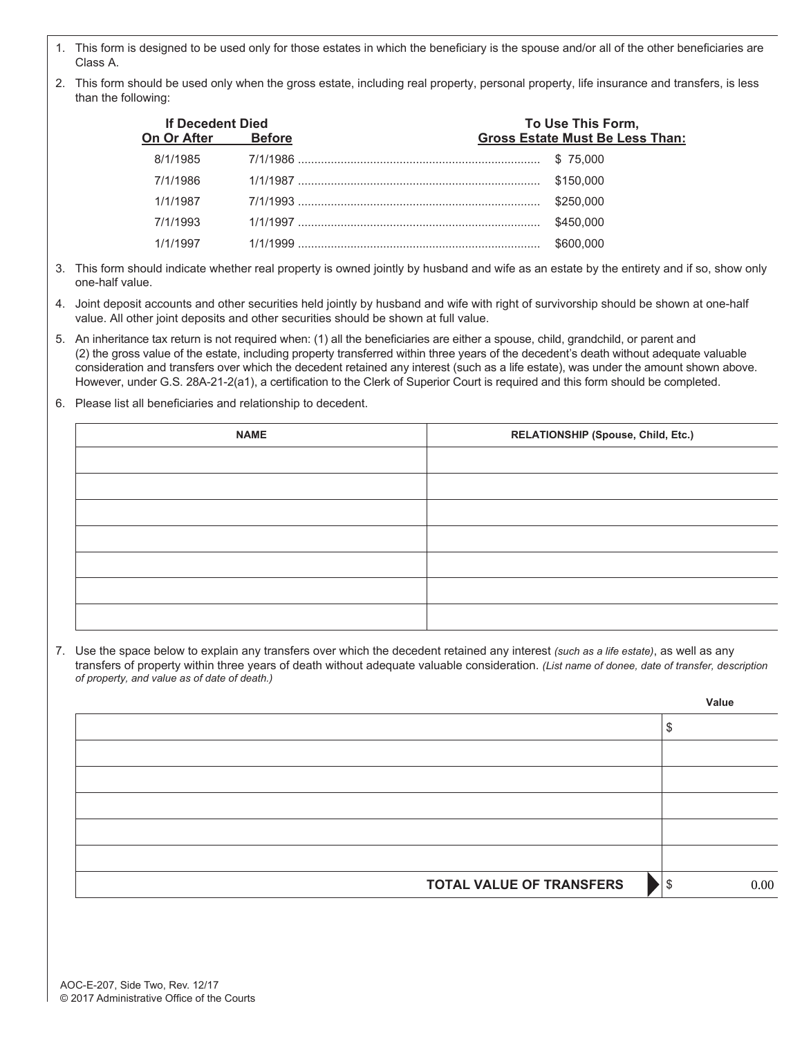1. This form is designed to be used only for those estates in which the beneficiary is the spouse and/or all of the other beneficiaries are Class A.

2. This form should be used only when the gross estate, including real property, personal property, life insurance and transfers, is less than the following:

| If Decedent Died On Or After | Before | To Use This Form, Gross Estate Must Be Less Than: |
|---|---|---|
| 8/1/1985 | 7/1/1986 | $ 75,000 |
| 7/1/1986 | 1/1/1987 | $150,000 |
| 1/1/1987 | 7/1/1993 | $250,000 |
| 7/1/1993 | 1/1/1997 | $450,000 |
| 1/1/1997 | 1/1/1999 | $600,000 |

3. This form should indicate whether real property is owned jointly by husband and wife as an estate by the entirety and if so, show only one-half value.

4. Joint deposit accounts and other securities held jointly by husband and wife with right of survivorship should be shown at one-half value. All other joint deposits and other securities should be shown at full value.

5. An inheritance tax return is not required when: (1) all the beneficiaries are either a spouse, child, grandchild, or parent and (2) the gross value of the estate, including property transferred within three years of the decedent's death without adequate valuable consideration and transfers over which the decedent retained any interest (such as a life estate), was under the amount shown above. However, under G.S. 28A-21-2(a1), a certification to the Clerk of Superior Court is required and this form should be completed.

6. Please list all beneficiaries and relationship to decedent.

| NAME | RELATIONSHIP (Spouse, Child, Etc.) |
|---|---|
| | |
| | |
| | |
| | |
| | |
| | |
| | |

7. Use the space below to explain any transfers over which the decedent retained any interest *(such as a life estate)*, as well as any transfers of property within three years of death without adequate valuable consideration. *(List name of donee, date of transfer, description of property, and value as of date of death.)*

| | Value |
|---|---|
| | $ |
| | |
| | |
| | |
| | |
| | |
| **TOTAL VALUE OF TRANSFERS** | $ 0.00 |

AOC-E-207, Side Two, Rev. 12/17
© 2017 Administrative Office of the Courts